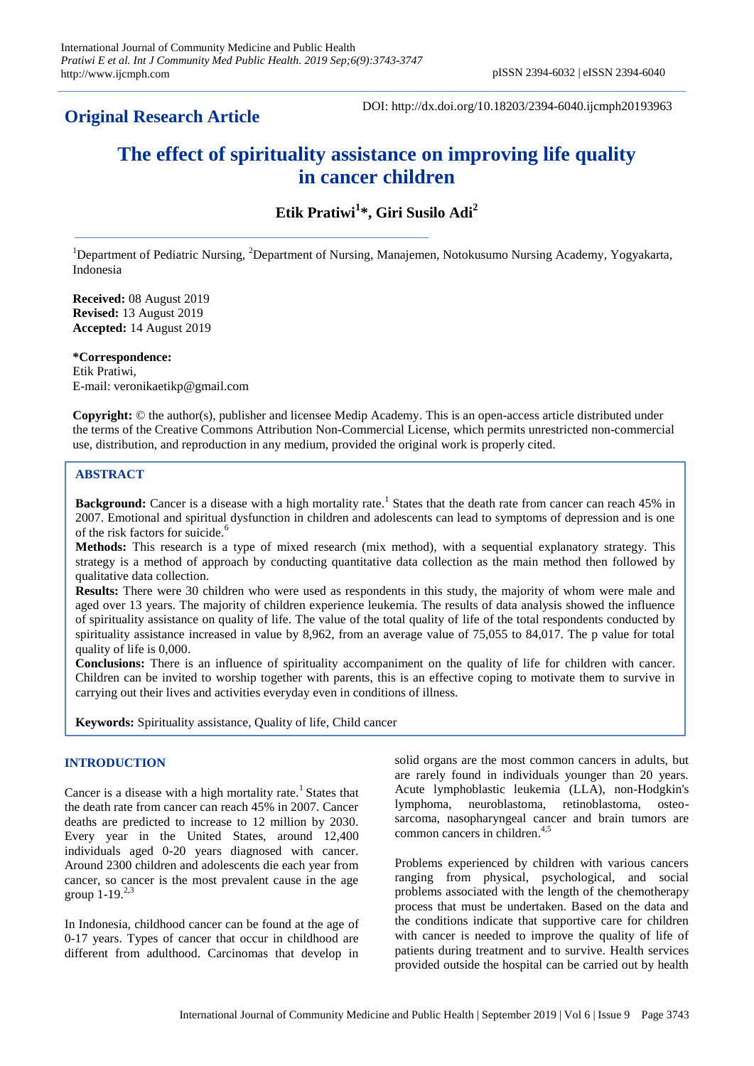**Original Research Article**

DOI: http://dx.doi.org/10.18203/2394-6040.ijcmph20193963

# The effect of spirituality assistance on improving life quality in cancer children

**Etik Pratiwi[1]*, Giri Susilo Adi[2]**

[1]Department of Pediatric Nursing, [2]Department of Nursing, Manajemen, Notokusumo Nursing Academy, Yogyakarta, Indonesia

**Received:** 08 August 2019
**Revised:** 13 August 2019
**Accepted:** 14 August 2019

***Correspondence:**
Etik Pratiwi,
E-mail: veronikaetikp@gmail.com

**Copyright:** © the author(s), publisher and licensee Medip Academy. This is an open-access article distributed under the terms of the Creative Commons Attribution Non-Commercial License, which permits unrestricted non-commercial use, distribution, and reproduction in any medium, provided the original work is properly cited.

## ABSTRACT

**Background:** Cancer is a disease with a high mortality rate.[1] States that the death rate from cancer can reach 45% in 2007. Emotional and spiritual dysfunction in children and adolescents can lead to symptoms of depression and is one of the risk factors for suicide.[6]

**Methods:** This research is a type of mixed research (mix method), with a sequential explanatory strategy. This strategy is a method of approach by conducting quantitative data collection as the main method then followed by qualitative data collection.

**Results:** There were 30 children who were used as respondents in this study, the majority of whom were male and aged over 13 years. The majority of children experience leukemia. The results of data analysis showed the influence of spirituality assistance on quality of life. The value of the total quality of life of the total respondents conducted by spirituality assistance increased in value by 8,962, from an average value of 75,055 to 84,017. The p value for total quality of life is 0,000.

**Conclusions:** There is an influence of spirituality accompaniment on the quality of life for children with cancer. Children can be invited to worship together with parents, this is an effective coping to motivate them to survive in carrying out their lives and activities everyday even in conditions of illness.

**Keywords:** Spirituality assistance, Quality of life, Child cancer

## INTRODUCTION

Cancer is a disease with a high mortality rate.[1] States that the death rate from cancer can reach 45% in 2007. Cancer deaths are predicted to increase to 12 million by 2030. Every year in the United States, around 12,400 individuals aged 0-20 years diagnosed with cancer. Around 2300 children and adolescents die each year from cancer, so cancer is the most prevalent cause in the age group 1-19.[2,3]

In Indonesia, childhood cancer can be found at the age of 0-17 years. Types of cancer that occur in childhood are different from adulthood. Carcinomas that develop in solid organs are the most common cancers in adults, but are rarely found in individuals younger than 20 years. Acute lymphoblastic leukemia (LLA), non-Hodgkin's lymphoma, neuroblastoma, retinoblastoma, osteo-sarcoma, nasopharyngeal cancer and brain tumors are common cancers in children.[4,5]

Problems experienced by children with various cancers ranging from physical, psychological, and social problems associated with the length of the chemotherapy process that must be undertaken. Based on the data and the conditions indicate that supportive care for children with cancer is needed to improve the quality of life of patients during treatment and to survive. Health services provided outside the hospital can be carried out by health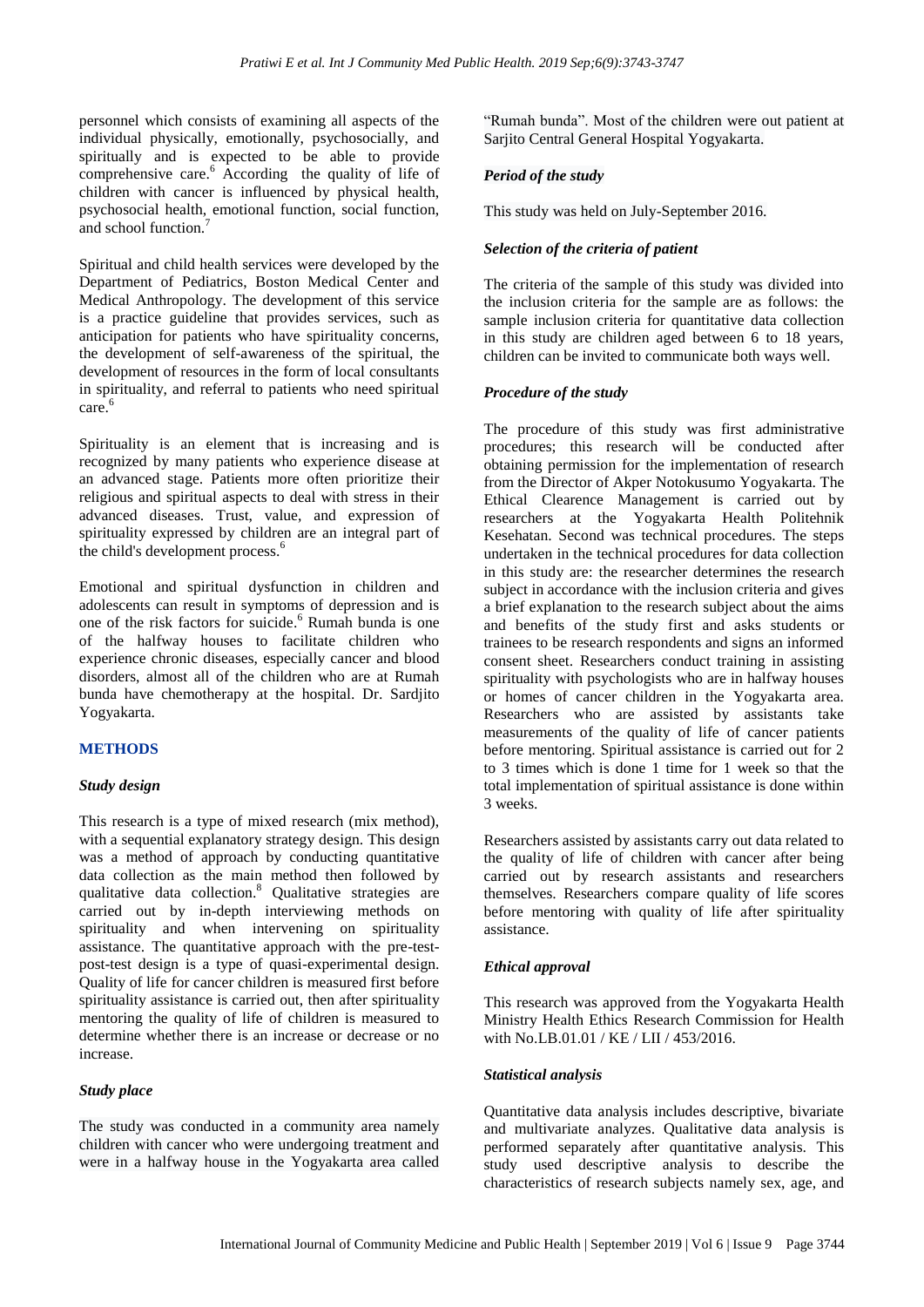personnel which consists of examining all aspects of the individual physically, emotionally, psychosocially, and spiritually and is expected to be able to provide comprehensive care.[6] According the quality of life of children with cancer is influenced by physical health, psychosocial health, emotional function, social function, and school function.[7]

Spiritual and child health services were developed by the Department of Pediatrics, Boston Medical Center and Medical Anthropology. The development of this service is a practice guideline that provides services, such as anticipation for patients who have spirituality concerns, the development of self-awareness of the spiritual, the development of resources in the form of local consultants in spirituality, and referral to patients who need spiritual care.[6]

Spirituality is an element that is increasing and is recognized by many patients who experience disease at an advanced stage. Patients more often prioritize their religious and spiritual aspects to deal with stress in their advanced diseases. Trust, value, and expression of spirituality expressed by children are an integral part of the child's development process.[6]

Emotional and spiritual dysfunction in children and adolescents can result in symptoms of depression and is one of the risk factors for suicide.[6] Rumah bunda is one of the halfway houses to facilitate children who experience chronic diseases, especially cancer and blood disorders, almost all of the children who are at Rumah bunda have chemotherapy at the hospital. Dr. Sardjito Yogyakarta.

## METHODS

### *Study design*

This research is a type of mixed research (mix method), with a sequential explanatory strategy design. This design was a method of approach by conducting quantitative data collection as the main method then followed by qualitative data collection.[8] Qualitative strategies are carried out by in-depth interviewing methods on spirituality and when intervening on spirituality assistance. The quantitative approach with the pre-test-post-test design is a type of quasi-experimental design. Quality of life for cancer children is measured first before spirituality assistance is carried out, then after spirituality mentoring the quality of life of children is measured to determine whether there is an increase or decrease or no increase.

### *Study place*

The study was conducted in a community area namely children with cancer who were undergoing treatment and were in a halfway house in the Yogyakarta area called "Rumah bunda". Most of the children were out patient at Sarjito Central General Hospital Yogyakarta.

### *Period of the study*

This study was held on July-September 2016.

### *Selection of the criteria of patient*

The criteria of the sample of this study was divided into the inclusion criteria for the sample are as follows: the sample inclusion criteria for quantitative data collection in this study are children aged between 6 to 18 years, children can be invited to communicate both ways well.

### *Procedure of the study*

The procedure of this study was first administrative procedures; this research will be conducted after obtaining permission for the implementation of research from the Director of Akper Notokusumo Yogyakarta. The Ethical Clearence Management is carried out by researchers at the Yogyakarta Health Politehnik Kesehatan. Second was technical procedures. The steps undertaken in the technical procedures for data collection in this study are: the researcher determines the research subject in accordance with the inclusion criteria and gives a brief explanation to the research subject about the aims and benefits of the study first and asks students or trainees to be research respondents and signs an informed consent sheet. Researchers conduct training in assisting spirituality with psychologists who are in halfway houses or homes of cancer children in the Yogyakarta area. Researchers who are assisted by assistants take measurements of the quality of life of cancer patients before mentoring. Spiritual assistance is carried out for 2 to 3 times which is done 1 time for 1 week so that the total implementation of spiritual assistance is done within 3 weeks.

Researchers assisted by assistants carry out data related to the quality of life of children with cancer after being carried out by research assistants and researchers themselves. Researchers compare quality of life scores before mentoring with quality of life after spirituality assistance.

### *Ethical approval*

This research was approved from the Yogyakarta Health Ministry Health Ethics Research Commission for Health with No.LB.01.01 / KE / LII / 453/2016.

### *Statistical analysis*

Quantitative data analysis includes descriptive, bivariate and multivariate analyzes. Qualitative data analysis is performed separately after quantitative analysis. This study used descriptive analysis to describe the characteristics of research subjects namely sex, age, and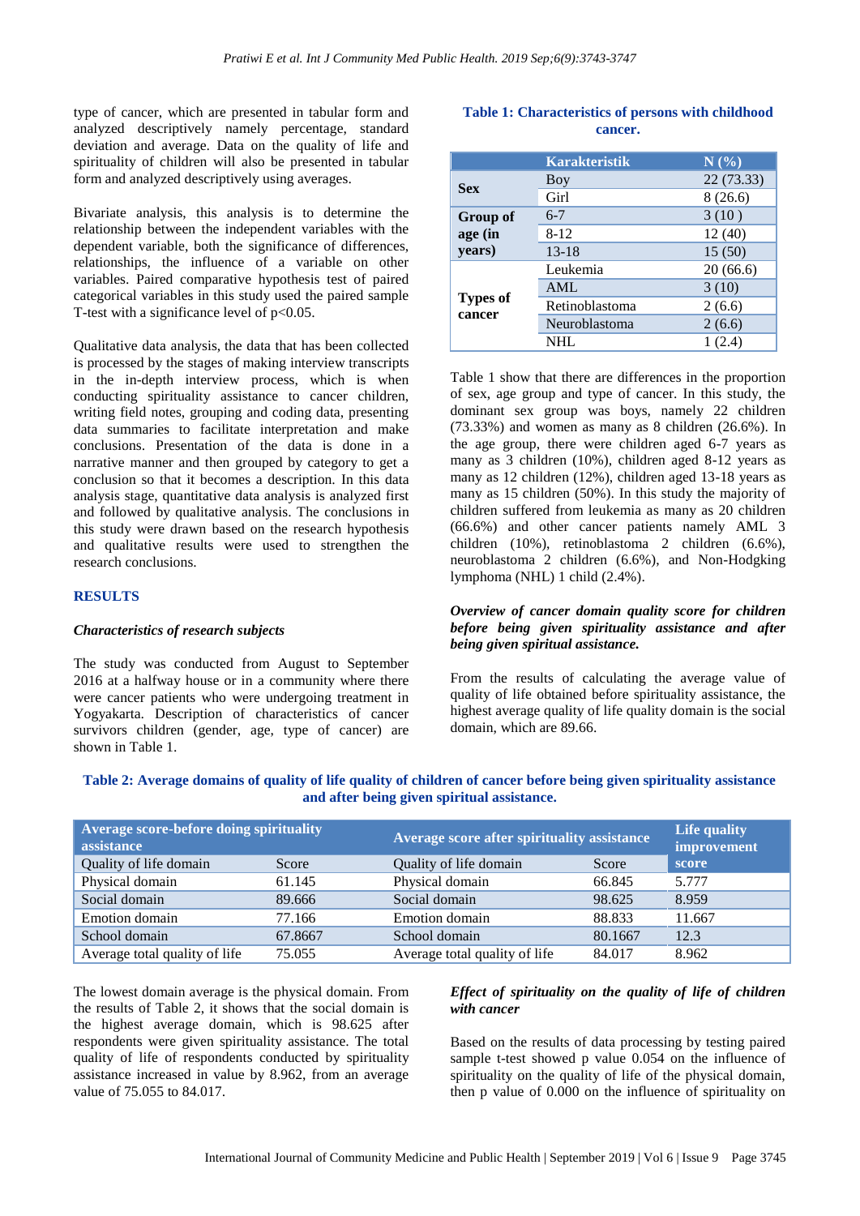type of cancer, which are presented in tabular form and analyzed descriptively namely percentage, standard deviation and average. Data on the quality of life and spirituality of children will also be presented in tabular form and analyzed descriptively using averages.

Bivariate analysis, this analysis is to determine the relationship between the independent variables with the dependent variable, both the significance of differences, relationships, the influence of a variable on other variables. Paired comparative hypothesis test of paired categorical variables in this study used the paired sample T-test with a significance level of $p<0.05$.

Qualitative data analysis, the data that has been collected is processed by the stages of making interview transcripts in the in-depth interview process, which is when conducting spirituality assistance to cancer children, writing field notes, grouping and coding data, presenting data summaries to facilitate interpretation and make conclusions. Presentation of the data is done in a narrative manner and then grouped by category to get a conclusion so that it becomes a description. In this data analysis stage, quantitative data analysis is analyzed first and followed by qualitative analysis. The conclusions in this study were drawn based on the research hypothesis and qualitative results were used to strengthen the research conclusions.

## RESULTS

### *Characteristics of research subjects*

The study was conducted from August to September 2016 at a halfway house or in a community where there were cancer patients who were undergoing treatment in Yogyakarta. Description of characteristics of cancer survivors children (gender, age, type of cancer) are shown in Table 1.

**Table 1: Characteristics of persons with childhood cancer.**

| | Karakteristik | N (%) |
|---|---|---|
| Sex | Boy | 22 (73.33) |
| | Girl | 8 (26.6) |
| Group of age (in years) | 6-7 | 3 (10 ) |
| | 8-12 | 12 (40) |
| | 13-18 | 15 (50) |
| Types of cancer | Leukemia | 20 (66.6) |
| | AML | 3 (10) |
| | Retinoblastoma | 2 (6.6) |
| | Neuroblastoma | 2 (6.6) |
| | NHL | 1 (2.4) |

Table 1 show that there are differences in the proportion of sex, age group and type of cancer. In this study, the dominant sex group was boys, namely 22 children (73.33%) and women as many as 8 children (26.6%). In the age group, there were children aged 6-7 years as many as 3 children (10%), children aged 8-12 years as many as 12 children (12%), children aged 13-18 years as many as 15 children (50%). In this study the majority of children suffered from leukemia as many as 20 children (66.6%) and other cancer patients namely AML 3 children (10%), retinoblastoma 2 children (6.6%), neuroblastoma 2 children (6.6%), and Non-Hodgking lymphoma (NHL) 1 child (2.4%).

### *Overview of cancer domain quality score for children before being given spirituality assistance and after being given spiritual assistance.*

From the results of calculating the average value of quality of life obtained before spirituality assistance, the highest average quality of life quality domain is the social domain, which are 89.66.

**Table 2: Average domains of quality of life quality of children of cancer before being given spirituality assistance and after being given spiritual assistance.**

| Average score-before doing spirituality assistance | | Average score after spirituality assistance | | Life quality improvement score |
|---|---|---|---|---|
| Quality of life domain | Score | Quality of life domain | Score | |
| Physical domain | 61.145 | Physical domain | 66.845 | 5.777 |
| Social domain | 89.666 | Social domain | 98.625 | 8.959 |
| Emotion domain | 77.166 | Emotion domain | 88.833 | 11.667 |
| School domain | 67.8667 | School domain | 80.1667 | 12.3 |
| Average total quality of life | 75.055 | Average total quality of life | 84.017 | 8.962 |

The lowest domain average is the physical domain. From the results of Table 2, it shows that the social domain is the highest average domain, which is 98.625 after respondents were given spirituality assistance. The total quality of life of respondents conducted by spirituality assistance increased in value by 8.962, from an average value of 75.055 to 84.017.

### *Effect of spirituality on the quality of life of children with cancer*

Based on the results of data processing by testing paired sample t-test showed p value 0.054 on the influence of spirituality on the quality of life of the physical domain, then p value of 0.000 on the influence of spirituality on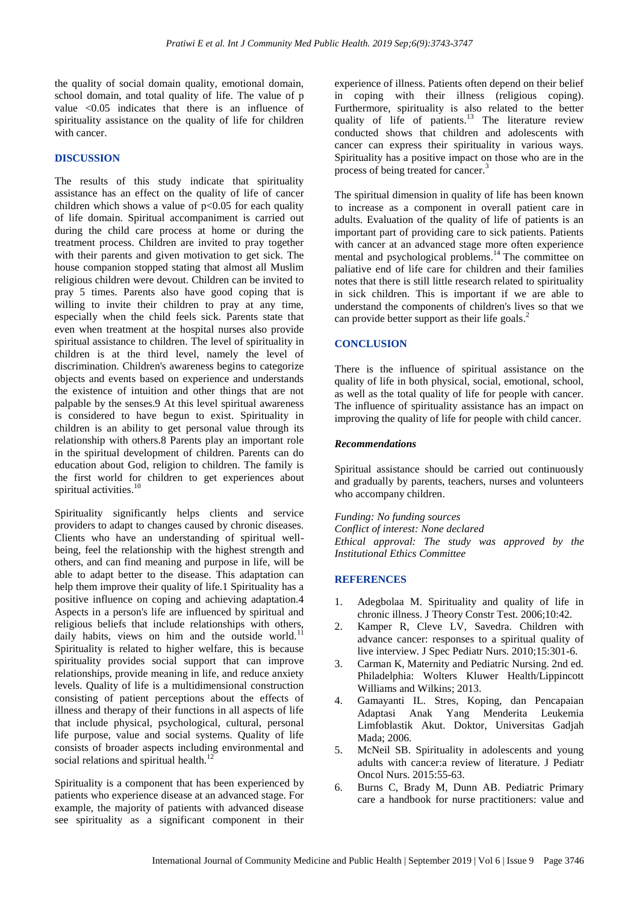the quality of social domain quality, emotional domain, school domain, and total quality of life. The value of p value <0.05 indicates that there is an influence of spirituality assistance on the quality of life for children with cancer.

## DISCUSSION

The results of this study indicate that spirituality assistance has an effect on the quality of life of cancer children which shows a value of $p<0.05$ for each quality of life domain. Spiritual accompaniment is carried out during the child care process at home or during the treatment process. Children are invited to pray together with their parents and given motivation to get sick. The house companion stopped stating that almost all Muslim religious children were devout. Children can be invited to pray 5 times. Parents also have good coping that is willing to invite their children to pray at any time, especially when the child feels sick. Parents state that even when treatment at the hospital nurses also provide spiritual assistance to children. The level of spirituality in children is at the third level, namely the level of discrimination. Children's awareness begins to categorize objects and events based on experience and understands the existence of intuition and other things that are not palpable by the senses.9 At this level spiritual awareness is considered to have begun to exist. Spirituality in children is an ability to get personal value through its relationship with others.8 Parents play an important role in the spiritual development of children. Parents can do education about God, religion to children. The family is the first world for children to get experiences about spiritual activities.[10]

Spirituality significantly helps clients and service providers to adapt to changes caused by chronic diseases. Clients who have an understanding of spiritual well-being, feel the relationship with the highest strength and others, and can find meaning and purpose in life, will be able to adapt better to the disease. This adaptation can help them improve their quality of life.1 Spirituality has a positive influence on coping and achieving adaptation.4 Aspects in a person's life are influenced by spiritual and religious beliefs that include relationships with others, daily habits, views on him and the outside world.[11] Spirituality is related to higher welfare, this is because spirituality provides social support that can improve relationships, provide meaning in life, and reduce anxiety levels. Quality of life is a multidimensional construction consisting of patient perceptions about the effects of illness and therapy of their functions in all aspects of life that include physical, psychological, cultural, personal life purpose, value and social systems. Quality of life consists of broader aspects including environmental and social relations and spiritual health.[12]

Spirituality is a component that has been experienced by patients who experience disease at an advanced stage. For example, the majority of patients with advanced disease see spirituality as a significant component in their experience of illness. Patients often depend on their belief in coping with their illness (religious coping). Furthermore, spirituality is also related to the better quality of life of patients.[13] The literature review conducted shows that children and adolescents with cancer can express their spirituality in various ways. Spirituality has a positive impact on those who are in the process of being treated for cancer.[3]

The spiritual dimension in quality of life has been known to increase as a component in overall patient care in adults. Evaluation of the quality of life of patients is an important part of providing care to sick patients. Patients with cancer at an advanced stage more often experience mental and psychological problems.[14] The committee on paliative end of life care for children and their families notes that there is still little research related to spirituality in sick children. This is important if we are able to understand the components of children's lives so that we can provide better support as their life goals.[2]

## CONCLUSION

There is the influence of spiritual assistance on the quality of life in both physical, social, emotional, school, as well as the total quality of life for people with cancer. The influence of spirituality assistance has an impact on improving the quality of life for people with child cancer.

### *Recommendations*

Spiritual assistance should be carried out continuously and gradually by parents, teachers, nurses and volunteers who accompany children.

*Funding: No funding sources*
*Conflict of interest: None declared*
*Ethical approval: The study was approved by the Institutional Ethics Committee*

## REFERENCES

1. Adegbolaa M. Spirituality and quality of life in chronic illness. J Theory Constr Test. 2006;10:42.
2. Kamper R, Cleve LV, Savedra. Children with advance cancer: responses to a spiritual quality of live interview. J Spec Pediatr Nurs. 2010;15:301-6.
3. Carman K, Maternity and Pediatric Nursing. 2nd ed. Philadelphia: Wolters Kluwer Health/Lippincott Williams and Wilkins; 2013.
4. Gamayanti IL. Stres, Koping, dan Pencapaian Adaptasi Anak Yang Menderita Leukemia Limfoblastik Akut. Doktor, Universitas Gadjah Mada; 2006.
5. McNeil SB. Spirituality in adolescents and young adults with cancer:a review of literature. J Pediatr Oncol Nurs. 2015:55-63.
6. Burns C, Brady M, Dunn AB. Pediatric Primary care a handbook for nurse practitioners: value and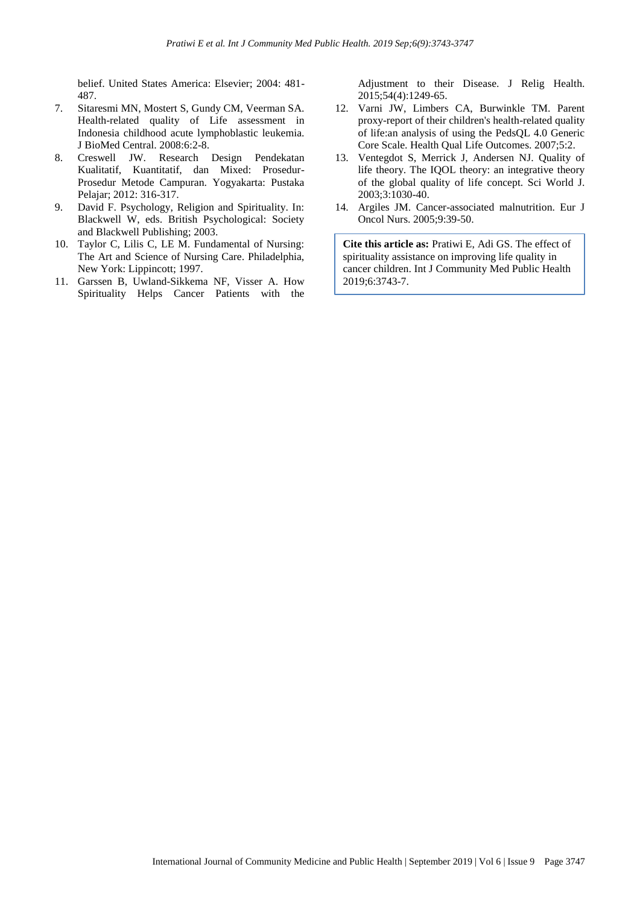belief. United States America: Elsevier; 2004: 481-487.

7. Sitaresmi MN, Mostert S, Gundy CM, Veerman SA. Health-related quality of Life assessment in Indonesia childhood acute lymphoblastic leukemia. J BioMed Central. 2008:6:2-8.
8. Creswell JW. Research Design Pendekatan Kualitatif, Kuantitatif, dan Mixed: Prosedur-Prosedur Metode Campuran. Yogyakarta: Pustaka Pelajar; 2012: 316-317.
9. David F. Psychology, Religion and Spirituality. In: Blackwell W, eds. British Psychological: Society and Blackwell Publishing; 2003.
10. Taylor C, Lilis C, LE M. Fundamental of Nursing: The Art and Science of Nursing Care. Philadelphia, New York: Lippincott; 1997.
11. Garssen B, Uwland-Sikkema NF, Visser A. How Spirituality Helps Cancer Patients with the Adjustment to their Disease. J Relig Health. 2015;54(4):1249-65.
12. Varni JW, Limbers CA, Burwinkle TM. Parent proxy-report of their children's health-related quality of life:an analysis of using the PedsQL 4.0 Generic Core Scale. Health Qual Life Outcomes. 2007;5:2.
13. Ventegdot S, Merrick J, Andersen NJ. Quality of life theory. The IQOL theory: an integrative theory of the global quality of life concept. Sci World J. 2003;3:1030-40.
14. Argiles JM. Cancer-associated malnutrition. Eur J Oncol Nurs. 2005;9:39-50.

**Cite this article as:** Pratiwi E, Adi GS. The effect of spirituality assistance on improving life quality in cancer children. Int J Community Med Public Health 2019;6:3743-7.